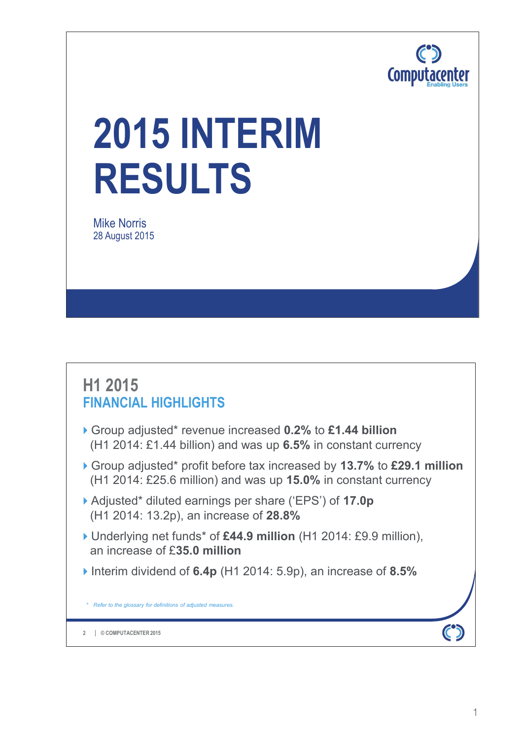Computacenter
Enabling Users

# 2015 INTERIM RESULTS

Mike Norris
28 August 2015

## H1 2015
## FINANCIAL HIGHLIGHTS

- Group adjusted* revenue increased **0.2%** to **£1.44 billion** (H1 2014: £1.44 billion) and was up **6.5%** in constant currency
- Group adjusted* profit before tax increased by **13.7%** to **£29.1 million** (H1 2014: £25.6 million) and was up **15.0%** in constant currency
- Adjusted* diluted earnings per share ('EPS') of **17.0p** (H1 2014: 13.2p), an increase of **28.8%**
- Underlying net funds* of **£44.9 million** (H1 2014: £9.9 million), an increase of £**35.0 million**
- Interim dividend of **6.4p** (H1 2014: 5.9p), an increase of **8.5%**

*\* Refer to the glossary for definitions of adjusted measures.*

2 | © COMPUTACENTER 2015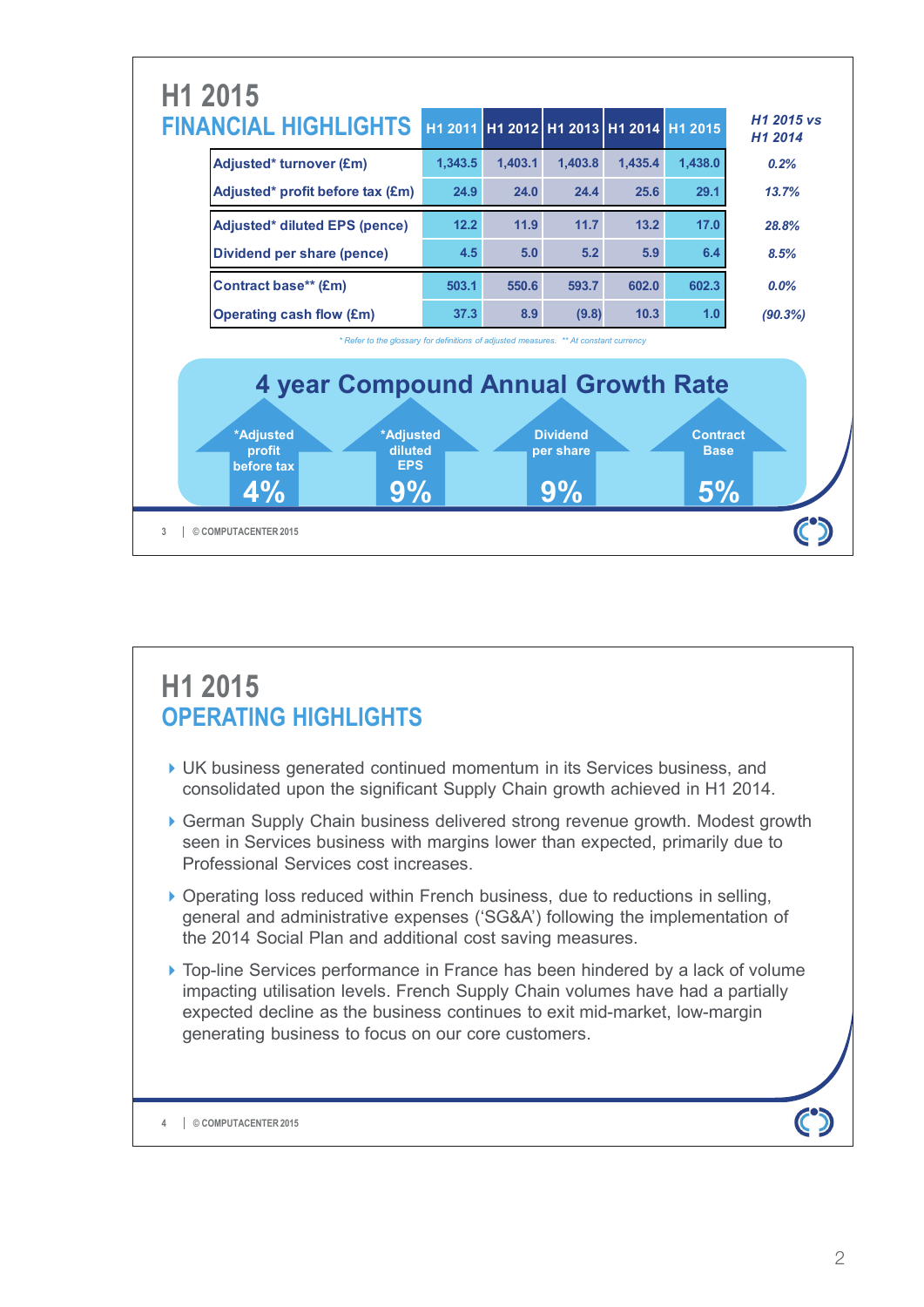# H1 2015 FINANCIAL HIGHLIGHTS

| | H1 2011 | H1 2012 | H1 2013 | H1 2014 | H1 2015 | H1 2015 vs H1 2014 |
|---|---|---|---|---|---|---|
| Adjusted* turnover (£m) | 1,343.5 | 1,403.1 | 1,403.8 | 1,435.4 | 1,438.0 | *0.2%* |
| Adjusted* profit before tax (£m) | 24.9 | 24.0 | 24.4 | 25.6 | 29.1 | *13.7%* |
| Adjusted* diluted EPS (pence) | 12.2 | 11.9 | 11.7 | 13.2 | 17.0 | *28.8%* |
| Dividend per share (pence) | 4.5 | 5.0 | 5.2 | 5.9 | 6.4 | *8.5%* |
| Contract base** (£m) | 503.1 | 550.6 | 593.7 | 602.0 | 602.3 | *0.0%* |
| Operating cash flow (£m) | 37.3 | 8.9 | (9.8) | 10.3 | 1.0 | *(90.3%)* |

*\* Refer to the glossary for definitions of adjusted measures. \*\* At constant currency*

## 4 year Compound Annual Growth Rate

- *Adjusted profit before tax: 4%
- *Adjusted diluted EPS: 9%
- Dividend per share: 9%
- Contract Base: 5%

# H1 2015 OPERATING HIGHLIGHTS

- UK business generated continued momentum in its Services business, and consolidated upon the significant Supply Chain growth achieved in H1 2014.
- German Supply Chain business delivered strong revenue growth. Modest growth seen in Services business with margins lower than expected, primarily due to Professional Services cost increases.
- Operating loss reduced within French business, due to reductions in selling, general and administrative expenses ('SG&A') following the implementation of the 2014 Social Plan and additional cost saving measures.
- Top-line Services performance in France has been hindered by a lack of volume impacting utilisation levels. French Supply Chain volumes have had a partially expected decline as the business continues to exit mid-market, low-margin generating business to focus on our core customers.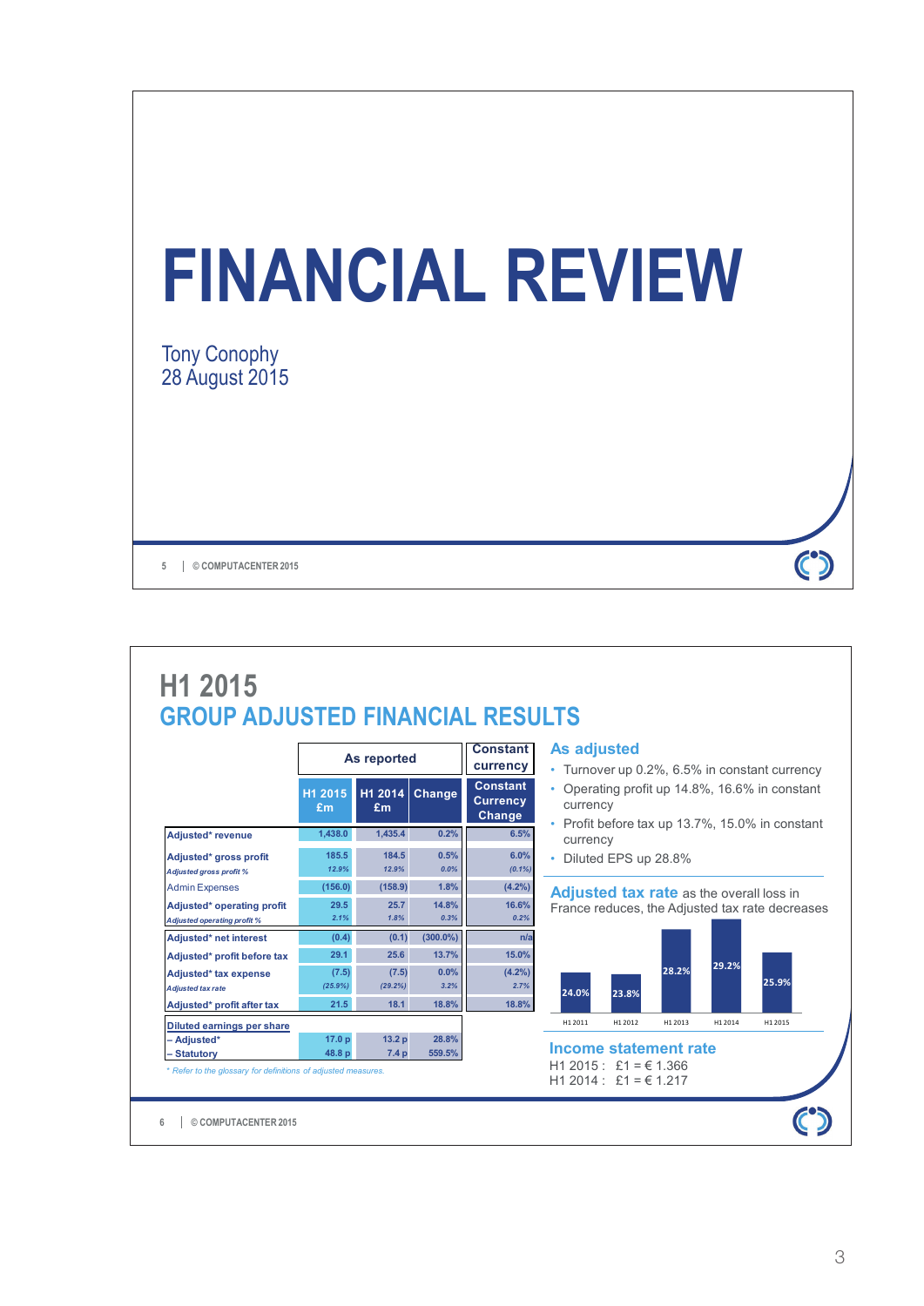# FINANCIAL REVIEW

Tony Conophy
28 August 2015

## H1 2015
## GROUP ADJUSTED FINANCIAL RESULTS

| | As reported | | | Constant currency |
|---|---|---|---|---|
| | H1 2015 £m | H1 2014 £m | Change | Constant Currency Change |
| **Adjusted* revenue** | 1,438.0 | 1,435.4 | 0.2% | 6.5% |
| **Adjusted* gross profit** | 185.5 | 184.5 | 0.5% | 6.0% |
| *Adjusted gross profit %* | *12.9%* | *12.9%* | *0.0%* | *(0.1%)* |
| Admin Expenses | (156.0) | (158.9) | 1.8% | (4.2%) |
| **Adjusted* operating profit** | 29.5 | 25.7 | 14.8% | 16.6% |
| *Adjusted operating profit %* | *2.1%* | *1.8%* | *0.3%* | *0.2%* |
| **Adjusted* net interest** | (0.4) | (0.1) | (300.0%) | n/a |
| **Adjusted* profit before tax** | 29.1 | 25.6 | 13.7% | 15.0% |
| **Adjusted* tax expense** | (7.5) | (7.5) | 0.0% | (4.2%) |
| *Adjusted tax rate* | *(25.9%)* | *(29.2%)* | *3.2%* | *2.7%* |
| **Adjusted* profit after tax** | 21.5 | 18.1 | 18.8% | 18.8% |
| **Diluted earnings per share** | | | | |
| – Adjusted* | 17.0 p | 13.2 p | 28.8% | |
| – Statutory | 48.8 p | 7.4 p | 559.5% | |

*\* Refer to the glossary for definitions of adjusted measures.*

### As adjusted

- Turnover up 0.2%, 6.5% in constant currency
- Operating profit up 14.8%, 16.6% in constant currency
- Profit before tax up 13.7%, 15.0% in constant currency
- Diluted EPS up 28.8%

### Adjusted tax rate

as the overall loss in France reduces, the Adjusted tax rate decreases

| H1 2011 | H1 2012 | H1 2013 | H1 2014 | H1 2015 |
|---|---|---|---|---|
| 24.0% | 23.8% | 28.2% | 29.2% | 25.9% |

### Income statement rate

H1 2015 : £1 = € 1.366
H1 2014 : £1 = € 1.217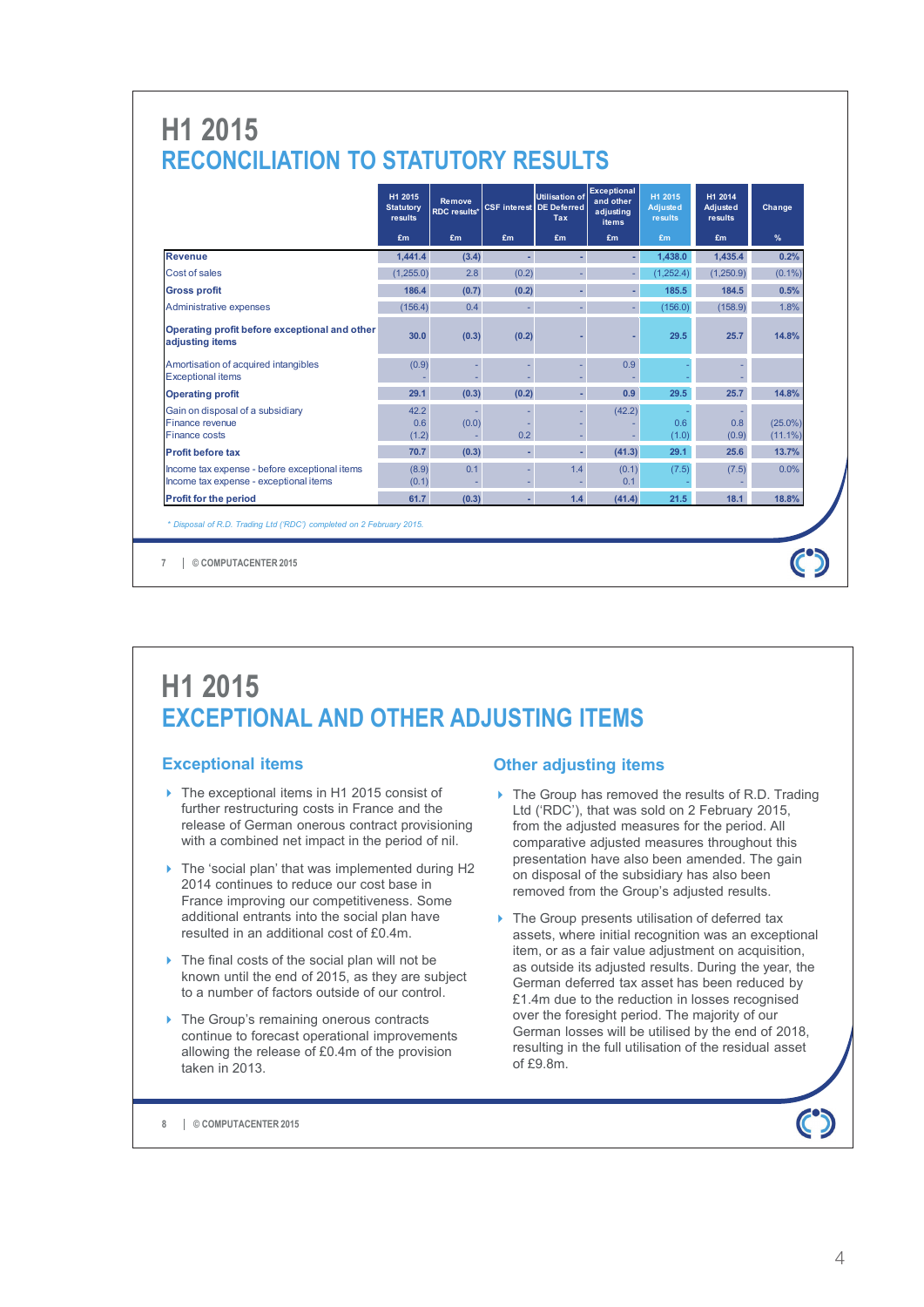# H1 2015
## RECONCILIATION TO STATUTORY RESULTS

| | H1 2015 Statutory results | Remove RDC results* | CSF interest | Utilisation of DE Deferred Tax | Exceptional and other adjusting items | H1 2015 Adjusted results | H1 2014 Adjusted results | Change |
|---|---|---|---|---|---|---|---|---|
| | £m | £m | £m | £m | £m | £m | £m | % |
| **Revenue** | **1,441.4** | **(3.4)** | **-** | **-** | **-** | **1,438.0** | **1,435.4** | **0.2%** |
| Cost of sales | (1,255.0) | 2.8 | (0.2) | - | - | (1,252.4) | (1,250.9) | (0.1%) |
| **Gross profit** | **186.4** | **(0.7)** | **(0.2)** | **-** | **-** | **185.5** | **184.5** | **0.5%** |
| Administrative expenses | (156.4) | 0.4 | - | - | - | (156.0) | (158.9) | 1.8% |
| **Operating profit before exceptional and other adjusting items** | **30.0** | **(0.3)** | **(0.2)** | **-** | **-** | **29.5** | **25.7** | **14.8%** |
| Amortisation of acquired intangibles | (0.9) | - | - | - | 0.9 | - | - | |
| Exceptional items | - | - | - | - | - | - | - | |
| **Operating profit** | **29.1** | **(0.3)** | **(0.2)** | **-** | **0.9** | **29.5** | **25.7** | **14.8%** |
| Gain on disposal of a subsidiary | 42.2 | - | - | - | (42.2) | - | - | |
| Finance revenue | 0.6 | (0.0) | - | - | - | 0.6 | 0.8 | (25.0%) |
| Finance costs | (1.2) | - | 0.2 | - | - | (1.0) | (0.9) | (11.1%) |
| **Profit before tax** | **70.7** | **(0.3)** | **-** | **-** | **(41.3)** | **29.1** | **25.6** | **13.7%** |
| Income tax expense - before exceptional items | (8.9) | 0.1 | - | 1.4 | (0.1) | (7.5) | (7.5) | 0.0% |
| Income tax expense - exceptional items | (0.1) | - | - | - | 0.1 | - | - | |
| **Profit for the period** | **61.7** | **(0.3)** | **-** | **1.4** | **(41.4)** | **21.5** | **18.1** | **18.8%** |

*\* Disposal of R.D. Trading Ltd ('RDC') completed on 2 February 2015.*

# H1 2015
## EXCEPTIONAL AND OTHER ADJUSTING ITEMS

### Exceptional items

- The exceptional items in H1 2015 consist of further restructuring costs in France and the release of German onerous contract provisioning with a combined net impact in the period of nil.
- The 'social plan' that was implemented during H2 2014 continues to reduce our cost base in France improving our competitiveness. Some additional entrants into the social plan have resulted in an additional cost of £0.4m.
- The final costs of the social plan will not be known until the end of 2015, as they are subject to a number of factors outside of our control.
- The Group's remaining onerous contracts continue to forecast operational improvements allowing the release of £0.4m of the provision taken in 2013.

### Other adjusting items

- The Group has removed the results of R.D. Trading Ltd ('RDC'), that was sold on 2 February 2015, from the adjusted measures for the period. All comparative adjusted measures throughout this presentation have also been amended. The gain on disposal of the subsidiary has also been removed from the Group's adjusted results.
- The Group presents utilisation of deferred tax assets, where initial recognition was an exceptional item, or as a fair value adjustment on acquisition, as outside its adjusted results. During the year, the German deferred tax asset has been reduced by £1.4m due to the reduction in losses recognised over the foresight period. The majority of our German losses will be utilised by the end of 2018, resulting in the full utilisation of the residual asset of £9.8m.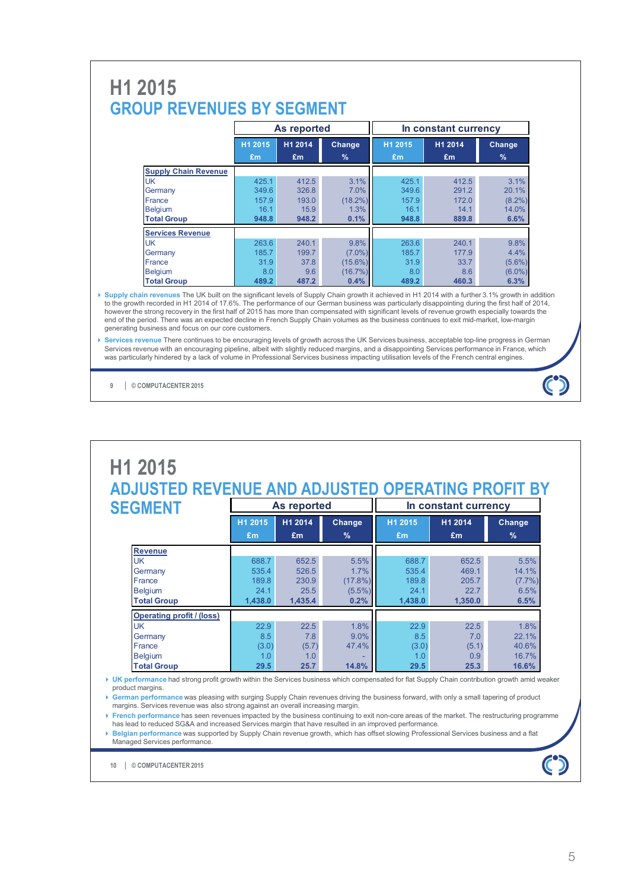# H1 2015

## GROUP REVENUES BY SEGMENT

| | As reported | | | In constant currency | | |
|---|---|---|---|---|---|---|
| | H1 2015 £m | H1 2014 £m | Change % | H1 2015 £m | H1 2014 £m | Change % |
| **Supply Chain Revenue** | | | | | | |
| UK | 425.1 | 412.5 | 3.1% | 425.1 | 412.5 | 3.1% |
| Germany | 349.6 | 326.8 | 7.0% | 349.6 | 291.2 | 20.1% |
| France | 157.9 | 193.0 | (18.2%) | 157.9 | 172.0 | (8.2%) |
| Belgium | 16.1 | 15.9 | 1.3% | 16.1 | 14.1 | 14.0% |
| **Total Group** | **948.8** | **948.2** | **0.1%** | **948.8** | **889.8** | **6.6%** |
| **Services Revenue** | | | | | | |
| UK | 263.6 | 240.1 | 9.8% | 263.6 | 240.1 | 9.8% |
| Germany | 185.7 | 199.7 | (7.0%) | 185.7 | 177.9 | 4.4% |
| France | 31.9 | 37.8 | (15.6%) | 31.9 | 33.7 | (5.6%) |
| Belgium | 8.0 | 9.6 | (16.7%) | 8.0 | 8.6 | (6.0%) |
| **Total Group** | **489.2** | **487.2** | **0.4%** | **489.2** | **460.3** | **6.3%** |

- **Supply chain revenues** The UK built on the significant levels of Supply Chain growth it achieved in H1 2014 with a further 3.1% growth in addition to the growth recorded in H1 2014 of 17.6%. The performance of our German business was particularly disappointing during the first half of 2014, however the strong recovery in the first half of 2015 has more than compensated with significant levels of revenue growth especially towards the end of the period. There was an expected decline in French Supply Chain volumes as the business continues to exit mid-market, low-margin generating business and focus on our core customers.
- **Services revenue** There continues to be encouraging levels of growth across the UK Services business, acceptable top-line progress in German Services revenue with an encouraging pipeline, albeit with slightly reduced margins, and a disappointing Services performance in France, which was particularly hindered by a lack of volume in Professional Services business impacting utilisation levels of the French central engines.

# H1 2015

## ADJUSTED REVENUE AND ADJUSTED OPERATING PROFIT BY SEGMENT

| | As reported | | | In constant currency | | |
|---|---|---|---|---|---|---|
| | H1 2015 £m | H1 2014 £m | Change % | H1 2015 £m | H1 2014 £m | Change % |
| **Revenue** | | | | | | |
| UK | 688.7 | 652.5 | 5.5% | 688.7 | 652.5 | 5.5% |
| Germany | 535.4 | 526.5 | 1.7% | 535.4 | 469.1 | 14.1% |
| France | 189.8 | 230.9 | (17.8%) | 189.8 | 205.7 | (7.7%) |
| Belgium | 24.1 | 25.5 | (5.5%) | 24.1 | 22.7 | 6.5% |
| **Total Group** | **1,438.0** | **1,435.4** | **0.2%** | **1,438.0** | **1,350.0** | **6.5%** |
| **Operating profit / (loss)** | | | | | | |
| UK | 22.9 | 22.5 | 1.8% | 22.9 | 22.5 | 1.8% |
| Germany | 8.5 | 7.8 | 9.0% | 8.5 | 7.0 | 22.1% |
| France | (3.0) | (5.7) | 47.4% | (3.0) | (5.1) | 40.6% |
| Belgium | 1.0 | 1.0 | - | 1.0 | 0.9 | 16.7% |
| **Total Group** | **29.5** | **25.7** | **14.8%** | **29.5** | **25.3** | **16.6%** |

- **UK performance** had strong profit growth within the Services business which compensated for flat Supply Chain contribution growth amid weaker product margins.
- **German performance** was pleasing with surging Supply Chain revenues driving the business forward, with only a small tapering of product margins. Services revenue was also strong against an overall increasing margin.
- **French performance** has seen revenues impacted by the business continuing to exit non-core areas of the market. The restructuring programme has lead to reduced SG&A and increased Services margin that have resulted in an improved performance.
- **Belgian performance** was supported by Supply Chain revenue growth, which has offset slowing Professional Services business and a flat Managed Services performance.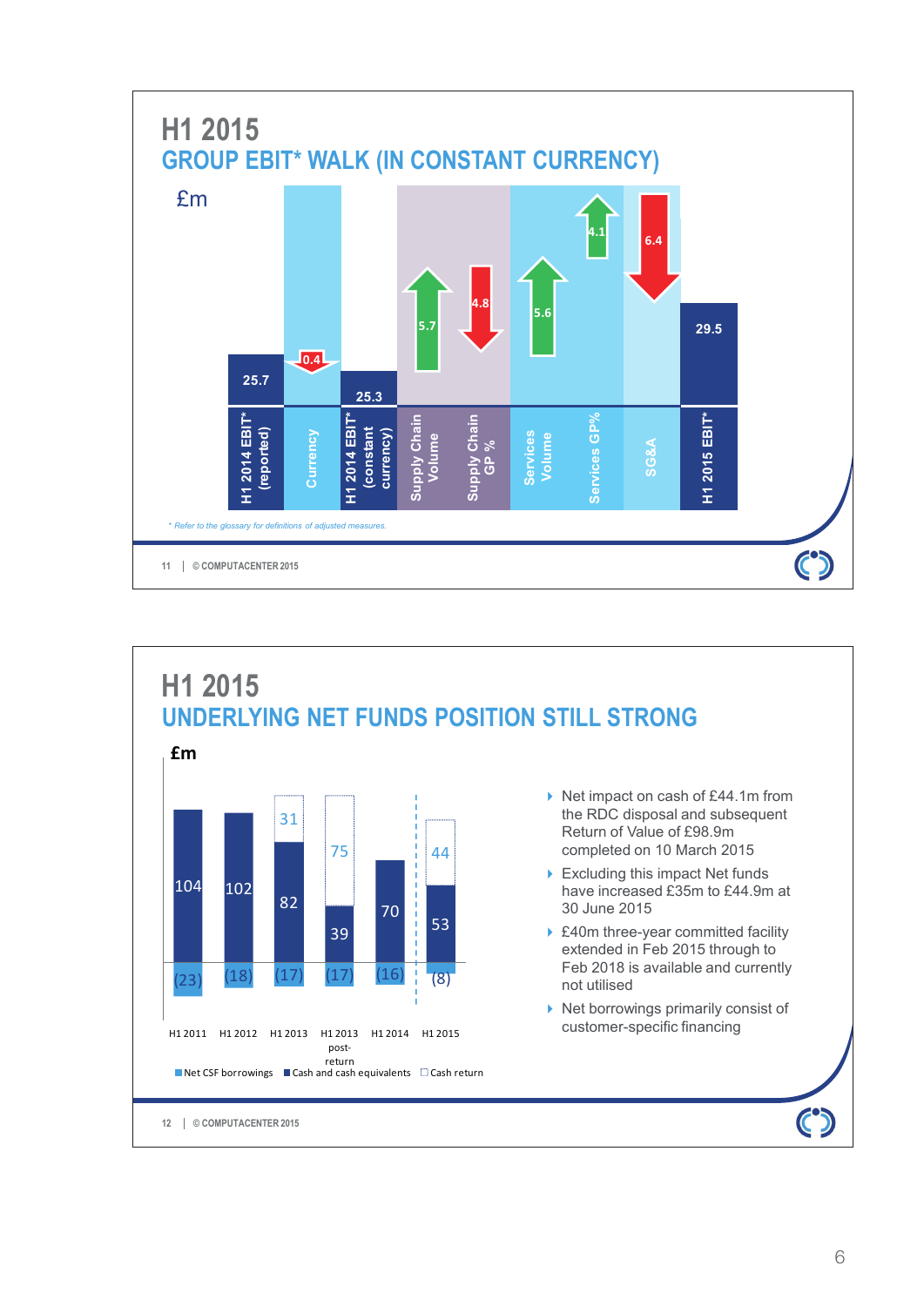# H1 2015

## GROUP EBIT* WALK (IN CONSTANT CURRENCY)

£m

| | £m |
|---|---|
| H1 2014 EBIT* (reported) | 25.7 |
| Currency | 0.4 (decrease) |
| H1 2014 EBIT* (constant currency) | 25.3 |
| Supply Chain Volume | 5.7 (increase) |
| Supply Chain GP % | 4.8 (decrease) |
| Services Volume | 5.6 (increase) |
| Services GP% | 4.1 (increase) |
| SG&A | 6.4 (decrease) |
| H1 2015 EBIT* | 29.5 |

*\* Refer to the glossary for definitions of adjusted measures.*

# H1 2015

## UNDERLYING NET FUNDS POSITION STILL STRONG

**£m**

| | Net CSF borrowings | Cash and cash equivalents | Cash return |
|---|---|---|---|
| H1 2011 | (23) | 104 | |
| H1 2012 | (18) | 102 | |
| H1 2013 | (17) | 82 | 31 |
| H1 2013 post-return | (17) | 39 | 75 |
| H1 2014 | (16) | 70 | |
| H1 2015 | (8) | 53 | 44 |

- Net impact on cash of £44.1m from the RDC disposal and subsequent Return of Value of £98.9m completed on 10 March 2015
- Excluding this impact Net funds have increased £35m to £44.9m at 30 June 2015
- £40m three-year committed facility extended in Feb 2015 through to Feb 2018 is available and currently not utilised
- Net borrowings primarily consist of customer-specific financing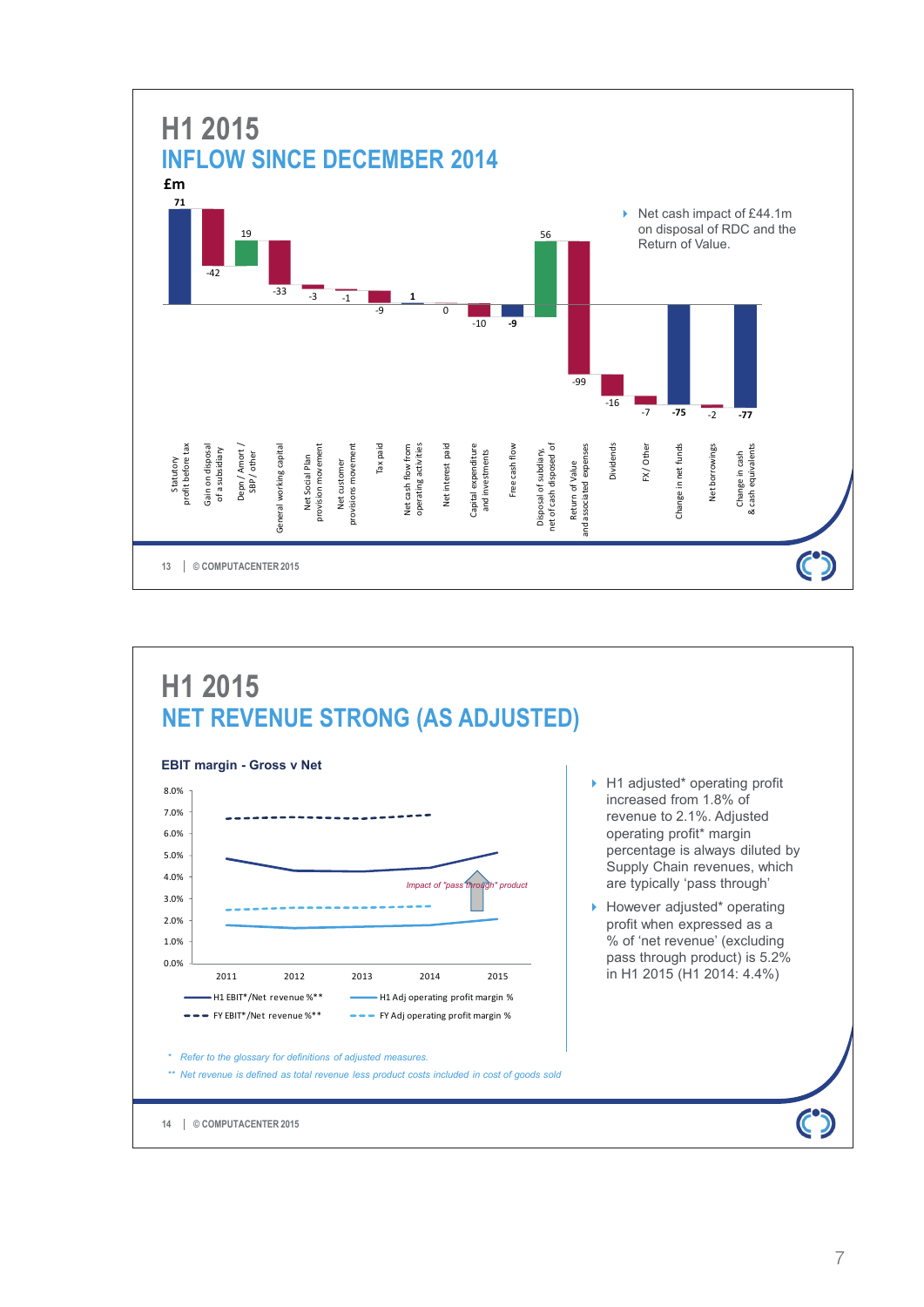# H1 2015

## INFLOW SINCE DECEMBER 2014

£m

| Item | £m |
|---|---|
| Statutory profit before tax | 71 |
| Gain on disposal of a subsidiary | -42 |
| Depn / Amort / SBP / other | 19 |
| General working capital | -33 |
| Net Social Plan provision movement | -3 |
| Net customer provisions movement | -1 |
| Tax paid | -9 |
| Net cash flow from operating activities | 1 |
| Net interest paid | 0 |
| Capital expenditure and investments | -10 |
| Free cash flow | -9 |
| Disposal of subsidiary, net of cash disposed of | 56 |
| Return of Value and associated expenses | -99 |
| Dividends | -16 |
| FX / Other | -7 |
| Change in net funds | -75 |
| Net borrowings | -2 |
| Change in cash & cash equivalents | -77 |

- Net cash impact of £44.1m on disposal of RDC and the Return of Value.

# H1 2015

## NET REVENUE STRONG (AS ADJUSTED)

**EBIT margin - Gross v Net**

Legend: H1 EBIT*/Net revenue %**; FY EBIT*/Net revenue %**; H1 Adj operating profit margin %; FY Adj operating profit margin %

Impact of "pass through" product

- H1 adjusted* operating profit increased from 1.8% of revenue to 2.1%. Adjusted operating profit* margin percentage is always diluted by Supply Chain revenues, which are typically 'pass through'
- However adjusted* operating profit when expressed as a % of 'net revenue' (excluding pass through product) is 5.2% in H1 2015 (H1 2014: 4.4%)

*\* Refer to the glossary for definitions of adjusted measures.*

*\*\* Net revenue is defined as total revenue less product costs included in cost of goods sold*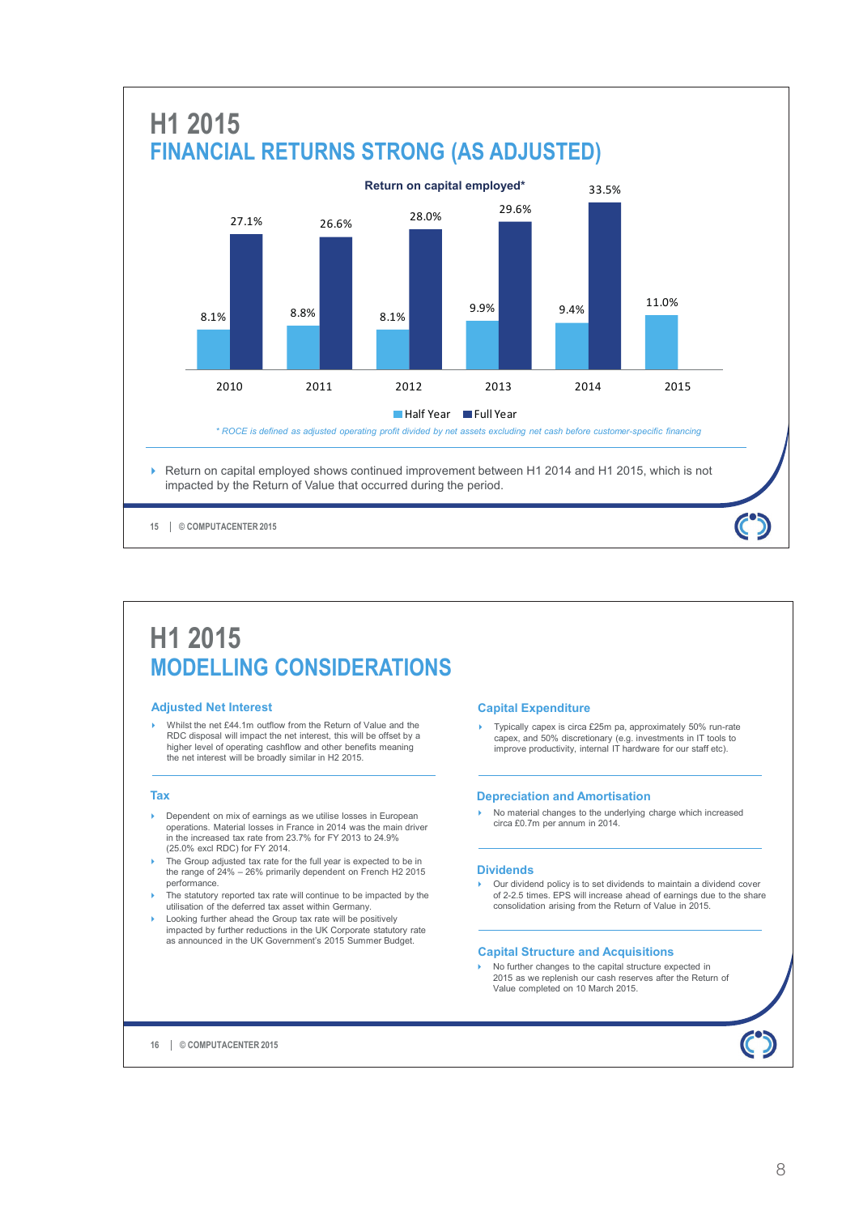# H1 2015

## FINANCIAL RETURNS STRONG (AS ADJUSTED)

**Return on capital employed***

| | Half Year | Full Year |
|---|---|---|
| 2010 | 8.1% | 27.1% |
| 2011 | 8.8% | 26.6% |
| 2012 | 8.1% | 28.0% |
| 2013 | 9.9% | 29.6% |
| 2014 | 9.4% | 33.5% |
| 2015 | 11.0% | |

*\* ROCE is defined as adjusted operating profit divided by net assets excluding net cash before customer-specific financing*

- Return on capital employed shows continued improvement between H1 2014 and H1 2015, which is not impacted by the Return of Value that occurred during the period.

15 | © COMPUTACENTER 2015

# H1 2015

## MODELLING CONSIDERATIONS

### Adjusted Net Interest

- Whilst the net £44.1m outflow from the Return of Value and the RDC disposal will impact the net interest, this will be offset by a higher level of operating cashflow and other benefits meaning the net interest will be broadly similar in H2 2015.

### Tax

- Dependent on mix of earnings as we utilise losses in European operations. Material losses in France in 2014 was the main driver in the increased tax rate from 23.7% for FY 2013 to 24.9% (25.0% excl RDC) for FY 2014.
- The Group adjusted tax rate for the full year is expected to be in the range of 24% – 26% primarily dependent on French H2 2015 performance.
- The statutory reported tax rate will continue to be impacted by the utilisation of the deferred tax asset within Germany.
- Looking further ahead the Group tax rate will be positively impacted by further reductions in the UK Corporate statutory rate as announced in the UK Government's 2015 Summer Budget.

### Capital Expenditure

- Typically capex is circa £25m pa, approximately 50% run-rate capex, and 50% discretionary (e.g. investments in IT tools to improve productivity, internal IT hardware for our staff etc).

### Depreciation and Amortisation

- No material changes to the underlying charge which increased circa £0.7m per annum in 2014.

### Dividends

- Our dividend policy is to set dividends to maintain a dividend cover of 2-2.5 times. EPS will increase ahead of earnings due to the share consolidation arising from the Return of Value in 2015.

### Capital Structure and Acquisitions

- No further changes to the capital structure expected in 2015 as we replenish our cash reserves after the Return of Value completed on 10 March 2015.

16 | © COMPUTACENTER 2015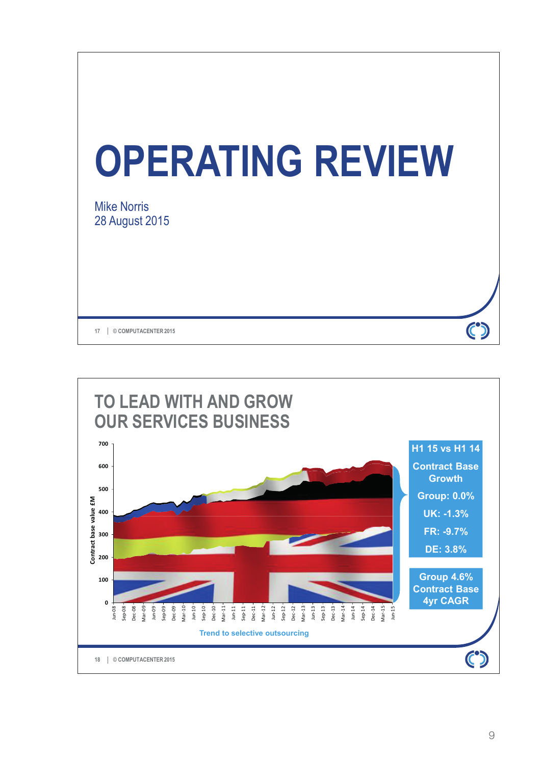# OPERATING REVIEW

Mike Norris
28 August 2015

## TO LEAD WITH AND GROW OUR SERVICES BUSINESS

Contract base value £M

**H1 15 vs H1 14**

**Contract Base Growth**

- **Group: 0.0%**
- **UK: -1.3%**
- **FR: -9.7%**
- **DE: 3.8%**

**Group 4.6% Contract Base 4yr CAGR**

Trend to selective outsourcing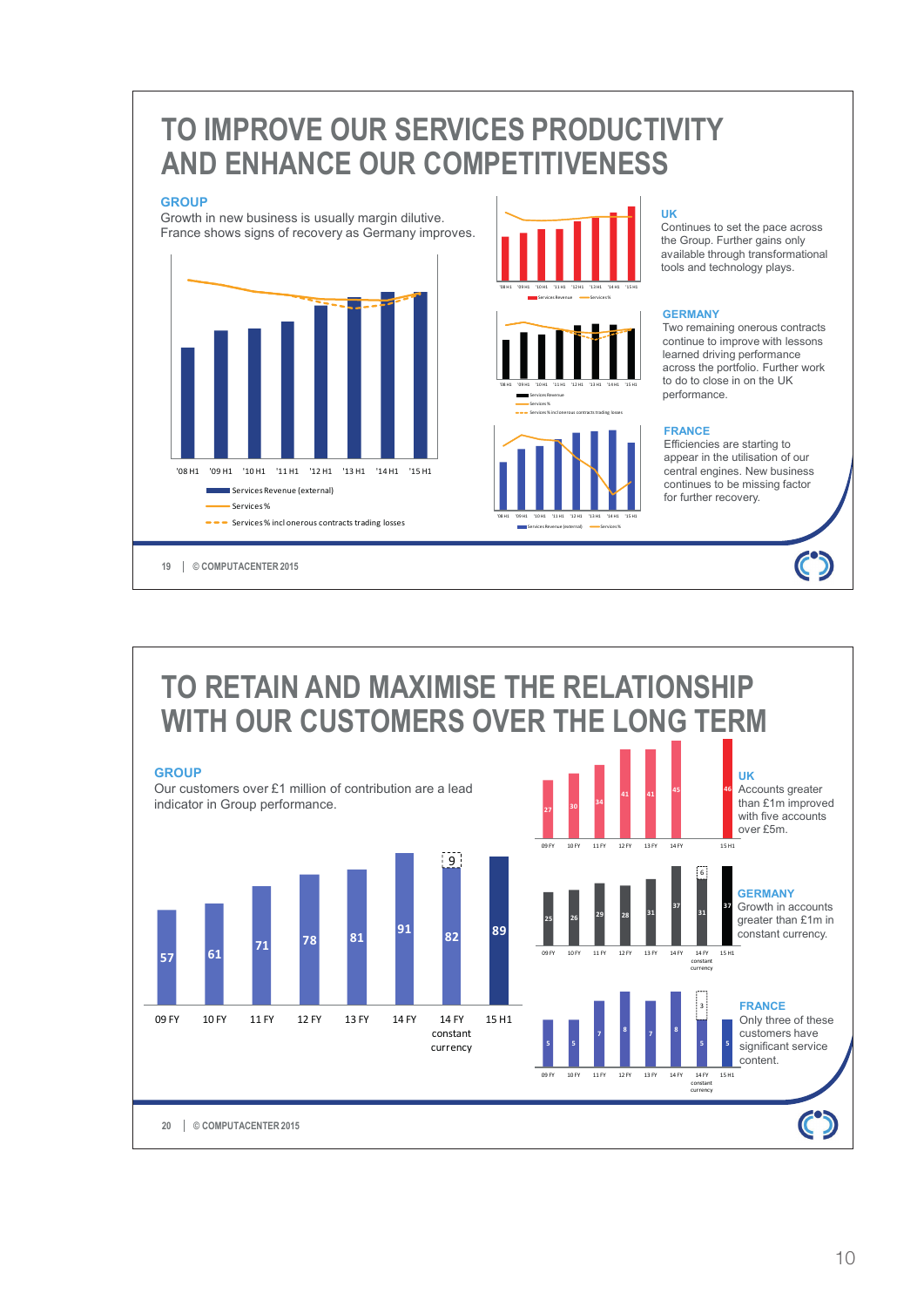# TO IMPROVE OUR SERVICES PRODUCTIVITY AND ENHANCE OUR COMPETITIVENESS

### GROUP

Growth in new business is usually margin dilutive.
France shows signs of recovery as Germany improves.

'08 H1 | '09 H1 | '10 H1 | '11 H1 | '12 H1 | '13 H1 | '14 H1 | '15 H1

- Services Revenue (external)
- Services %
- Services % incl onerous contracts trading losses

### UK

Continues to set the pace across the Group. Further gains only available through transformational tools and technology plays.

### GERMANY

Two remaining onerous contracts continue to improve with lessons learned driving performance across the portfolio. Further work to do to close in on the UK performance.

### FRANCE

Efficiencies are starting to appear in the utilisation of our central engines. New business continues to be missing factor for further recovery.

# TO RETAIN AND MAXIMISE THE RELATIONSHIP WITH OUR CUSTOMERS OVER THE LONG TERM

### GROUP

Our customers over £1 million of contribution are a lead indicator in Group performance.

| 09 FY | 10 FY | 11 FY | 12 FY | 13 FY | 14 FY | 14 FY constant currency | 15 H1 |
|---|---|---|---|---|---|---|---|
| 57 | 61 | 71 | 78 | 81 | 91 | 82 (+9) | 89 |

### UK

Accounts greater than £1m improved with five accounts over £5m.

| 09 FY | 10 FY | 11 FY | 12 FY | 13 FY | 14 FY | 15 H1 |
|---|---|---|---|---|---|---|
| 27 | 30 | 34 | 41 | 41 | 45 | 46 |

### GERMANY

Growth in accounts greater than £1m in constant currency.

| 09 FY | 10 FY | 11 FY | 12 FY | 13 FY | 14 FY | 14 FY constant currency | 15 H1 |
|---|---|---|---|---|---|---|---|
| 25 | 26 | 29 | 28 | 31 | 37 | 31 (+6) | 37 |

### FRANCE

Only three of these customers have significant service content.

| 09 FY | 10 FY | 11 FY | 12 FY | 13 FY | 14 FY | 14 FY constant currency | 15 H1 |
|---|---|---|---|---|---|---|---|
| 5 | 5 | 7 | 8 | 7 | 8 | 5 (+3) | 5 |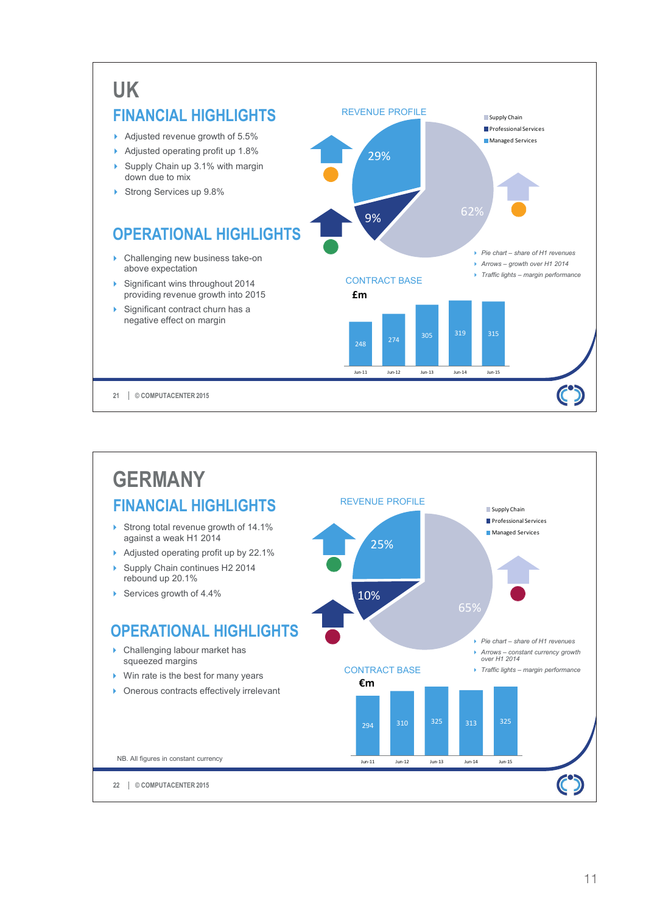# UK

## FINANCIAL HIGHLIGHTS

- Adjusted revenue growth of 5.5%
- Adjusted operating profit up 1.8%
- Supply Chain up 3.1% with margin down due to mix
- Strong Services up 9.8%

## OPERATIONAL HIGHLIGHTS

- Challenging new business take-on above expectation
- Significant wins throughout 2014 providing revenue growth into 2015
- Significant contract churn has a negative effect on margin

### REVENUE PROFILE

- Supply Chain: 62%
- Professional Services: 9%
- Managed Services: 29%

- *Pie chart – share of H1 revenues*
- *Arrows – growth over H1 2014*
- *Traffic lights – margin performance*

### CONTRACT BASE

£m

| Jun-11 | Jun-12 | Jun-13 | Jun-14 | Jun-15 |
|---|---|---|---|---|
| 248 | 274 | 305 | 319 | 315 |

# GERMANY

## FINANCIAL HIGHLIGHTS

- Strong total revenue growth of 14.1% against a weak H1 2014
- Adjusted operating profit up by 22.1%
- Supply Chain continues H2 2014 rebound up 20.1%
- Services growth of 4.4%

## OPERATIONAL HIGHLIGHTS

- Challenging labour market has squeezed margins
- Win rate is the best for many years
- Onerous contracts effectively irrelevant

### REVENUE PROFILE

- Supply Chain: 65%
- Professional Services: 10%
- Managed Services: 25%

- *Pie chart – share of H1 revenues*
- *Arrows – constant currency growth over H1 2014*
- *Traffic lights – margin performance*

### CONTRACT BASE

€m

| Jun-11 | Jun-12 | Jun-13 | Jun-14 | Jun-15 |
|---|---|---|---|---|
| 294 | 310 | 325 | 313 | 325 |

NB. All figures in constant currency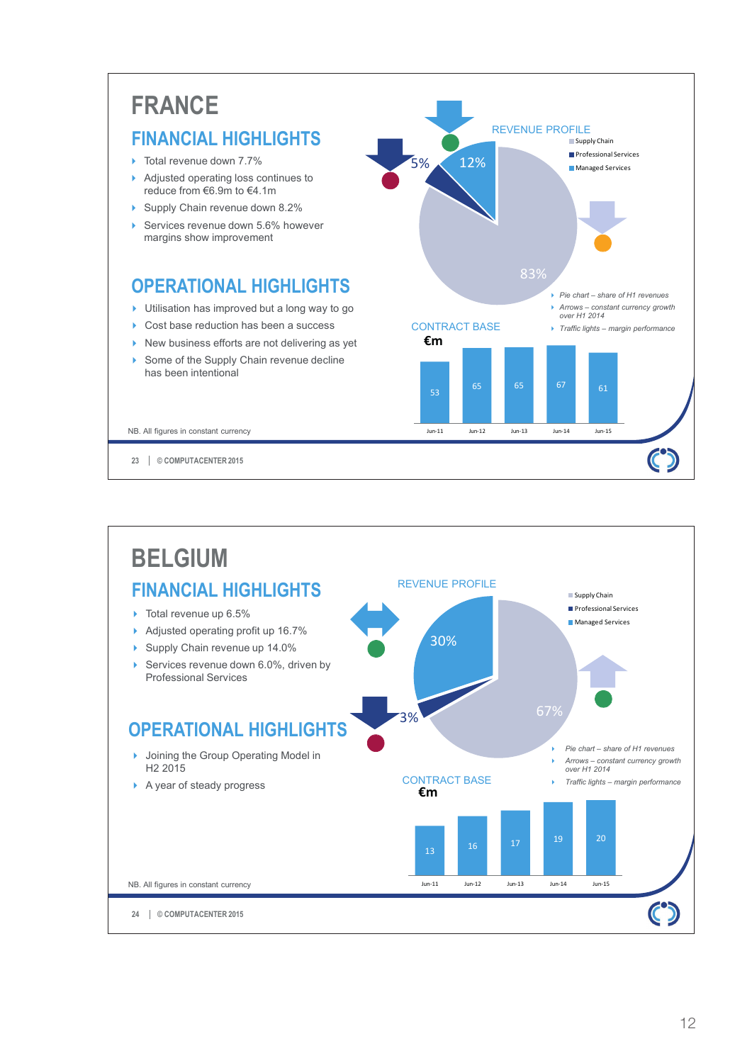# FRANCE

## FINANCIAL HIGHLIGHTS

- Total revenue down 7.7%
- Adjusted operating loss continues to reduce from €6.9m to €4.1m
- Supply Chain revenue down 8.2%
- Services revenue down 5.6% however margins show improvement

## OPERATIONAL HIGHLIGHTS

- Utilisation has improved but a long way to go
- Cost base reduction has been a success
- New business efforts are not delivering as yet
- Some of the Supply Chain revenue decline has been intentional

### REVENUE PROFILE

- Supply Chain: 83%
- Professional Services: 5%
- Managed Services: 12%

- *Pie chart – share of H1 revenues*
- *Arrows – constant currency growth over H1 2014*
- *Traffic lights – margin performance*

### CONTRACT BASE

€m

| Jun-11 | Jun-12 | Jun-13 | Jun-14 | Jun-15 |
|---|---|---|---|---|
| 53 | 65 | 65 | 67 | 61 |

NB. All figures in constant currency

23 | © COMPUTACENTER 2015

# BELGIUM

## FINANCIAL HIGHLIGHTS

- Total revenue up 6.5%
- Adjusted operating profit up 16.7%
- Supply Chain revenue up 14.0%
- Services revenue down 6.0%, driven by Professional Services

## OPERATIONAL HIGHLIGHTS

- Joining the Group Operating Model in H2 2015
- A year of steady progress

### REVENUE PROFILE

- Supply Chain: 67%
- Professional Services: 3%
- Managed Services: 30%

- *Pie chart – share of H1 revenues*
- *Arrows – constant currency growth over H1 2014*
- *Traffic lights – margin performance*

### CONTRACT BASE

€m

| Jun-11 | Jun-12 | Jun-13 | Jun-14 | Jun-15 |
|---|---|---|---|---|
| 13 | 16 | 17 | 19 | 20 |

NB. All figures in constant currency

24 | © COMPUTACENTER 2015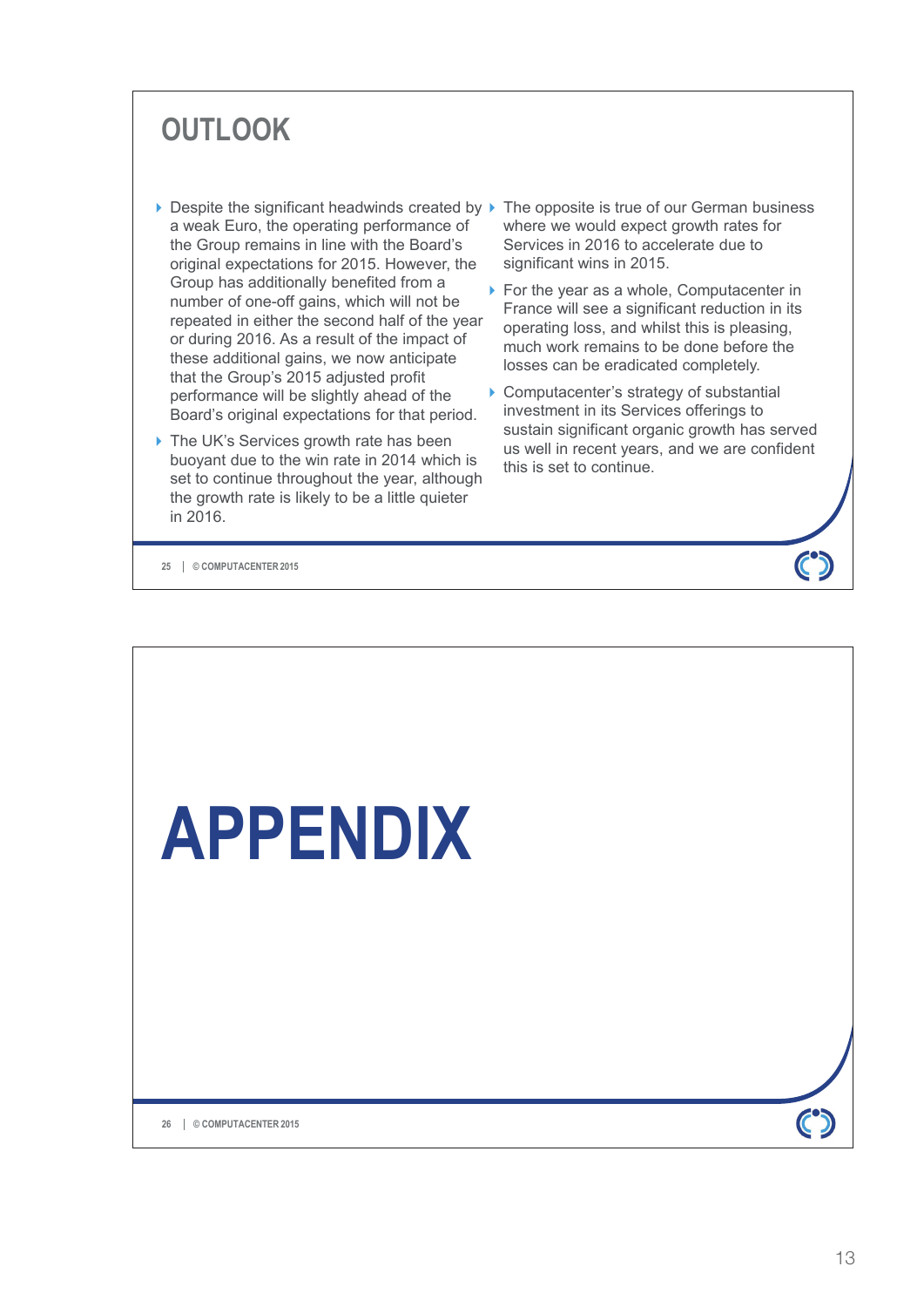# OUTLOOK

- Despite the significant headwinds created by a weak Euro, the operating performance of the Group remains in line with the Board's original expectations for 2015. However, the Group has additionally benefited from a number of one-off gains, which will not be repeated in either the second half of the year or during 2016. As a result of the impact of these additional gains, we now anticipate that the Group's 2015 adjusted profit performance will be slightly ahead of the Board's original expectations for that period.
- The UK's Services growth rate has been buoyant due to the win rate in 2014 which is set to continue throughout the year, although the growth rate is likely to be a little quieter in 2016.
- The opposite is true of our German business where we would expect growth rates for Services in 2016 to accelerate due to significant wins in 2015.
- For the year as a whole, Computacenter in France will see a significant reduction in its operating loss, and whilst this is pleasing, much work remains to be done before the losses can be eradicated completely.
- Computacenter's strategy of substantial investment in its Services offerings to sustain significant organic growth has served us well in recent years, and we are confident this is set to continue.

# APPENDIX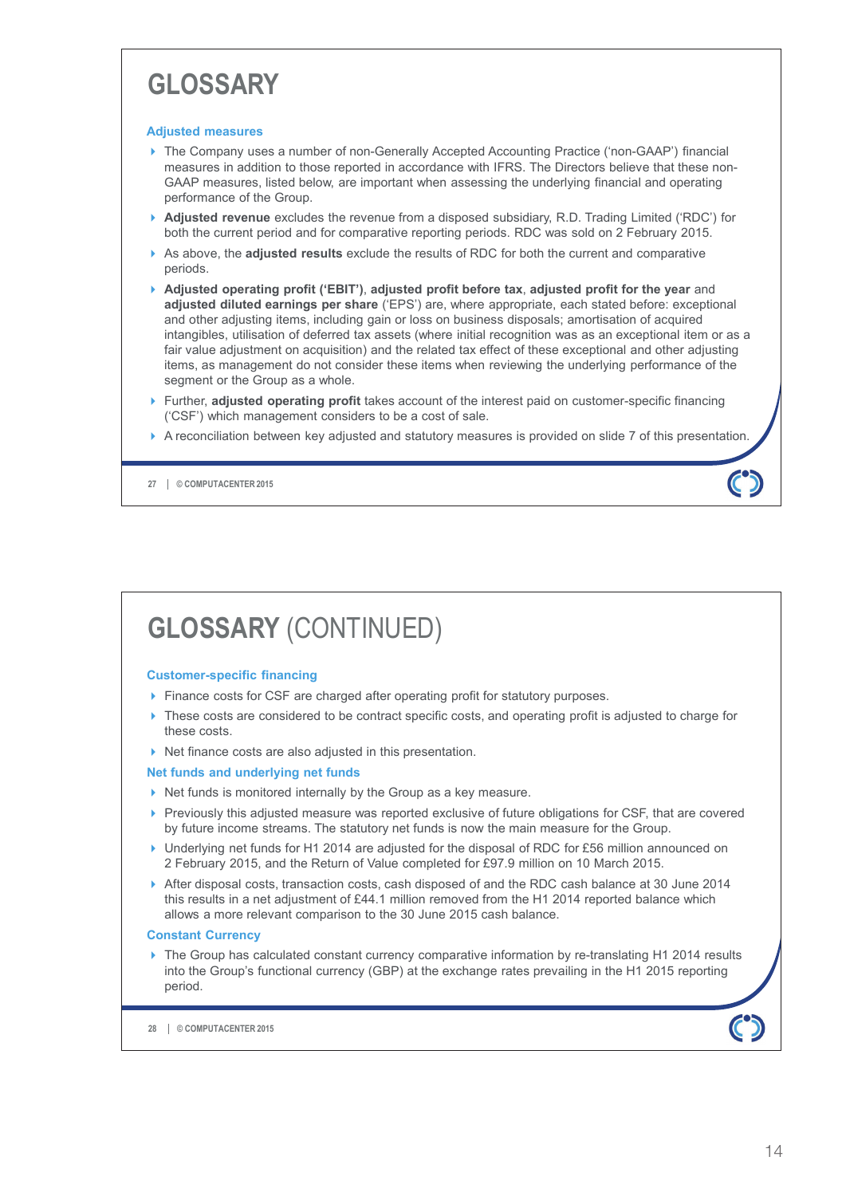# GLOSSARY

### Adjusted measures

- The Company uses a number of non-Generally Accepted Accounting Practice ('non-GAAP') financial measures in addition to those reported in accordance with IFRS. The Directors believe that these non-GAAP measures, listed below, are important when assessing the underlying financial and operating performance of the Group.
- **Adjusted revenue** excludes the revenue from a disposed subsidiary, R.D. Trading Limited ('RDC') for both the current period and for comparative reporting periods. RDC was sold on 2 February 2015.
- As above, the **adjusted results** exclude the results of RDC for both the current and comparative periods.
- **Adjusted operating profit ('EBIT')**, **adjusted profit before tax**, **adjusted profit for the year** and **adjusted diluted earnings per share** ('EPS') are, where appropriate, each stated before: exceptional and other adjusting items, including gain or loss on business disposals; amortisation of acquired intangibles, utilisation of deferred tax assets (where initial recognition was as an exceptional item or as a fair value adjustment on acquisition) and the related tax effect of these exceptional and other adjusting items, as management do not consider these items when reviewing the underlying performance of the segment or the Group as a whole.
- Further, **adjusted operating profit** takes account of the interest paid on customer-specific financing ('CSF') which management considers to be a cost of sale.
- A reconciliation between key adjusted and statutory measures is provided on slide 7 of this presentation.

# GLOSSARY (CONTINUED)

### Customer-specific financing

- Finance costs for CSF are charged after operating profit for statutory purposes.
- These costs are considered to be contract specific costs, and operating profit is adjusted to charge for these costs.
- Net finance costs are also adjusted in this presentation.

### Net funds and underlying net funds

- Net funds is monitored internally by the Group as a key measure.
- Previously this adjusted measure was reported exclusive of future obligations for CSF, that are covered by future income streams. The statutory net funds is now the main measure for the Group.
- Underlying net funds for H1 2014 are adjusted for the disposal of RDC for £56 million announced on 2 February 2015, and the Return of Value completed for £97.9 million on 10 March 2015.
- After disposal costs, transaction costs, cash disposed of and the RDC cash balance at 30 June 2014 this results in a net adjustment of £44.1 million removed from the H1 2014 reported balance which allows a more relevant comparison to the 30 June 2015 cash balance.

### Constant Currency

- The Group has calculated constant currency comparative information by re-translating H1 2014 results into the Group's functional currency (GBP) at the exchange rates prevailing in the H1 2015 reporting period.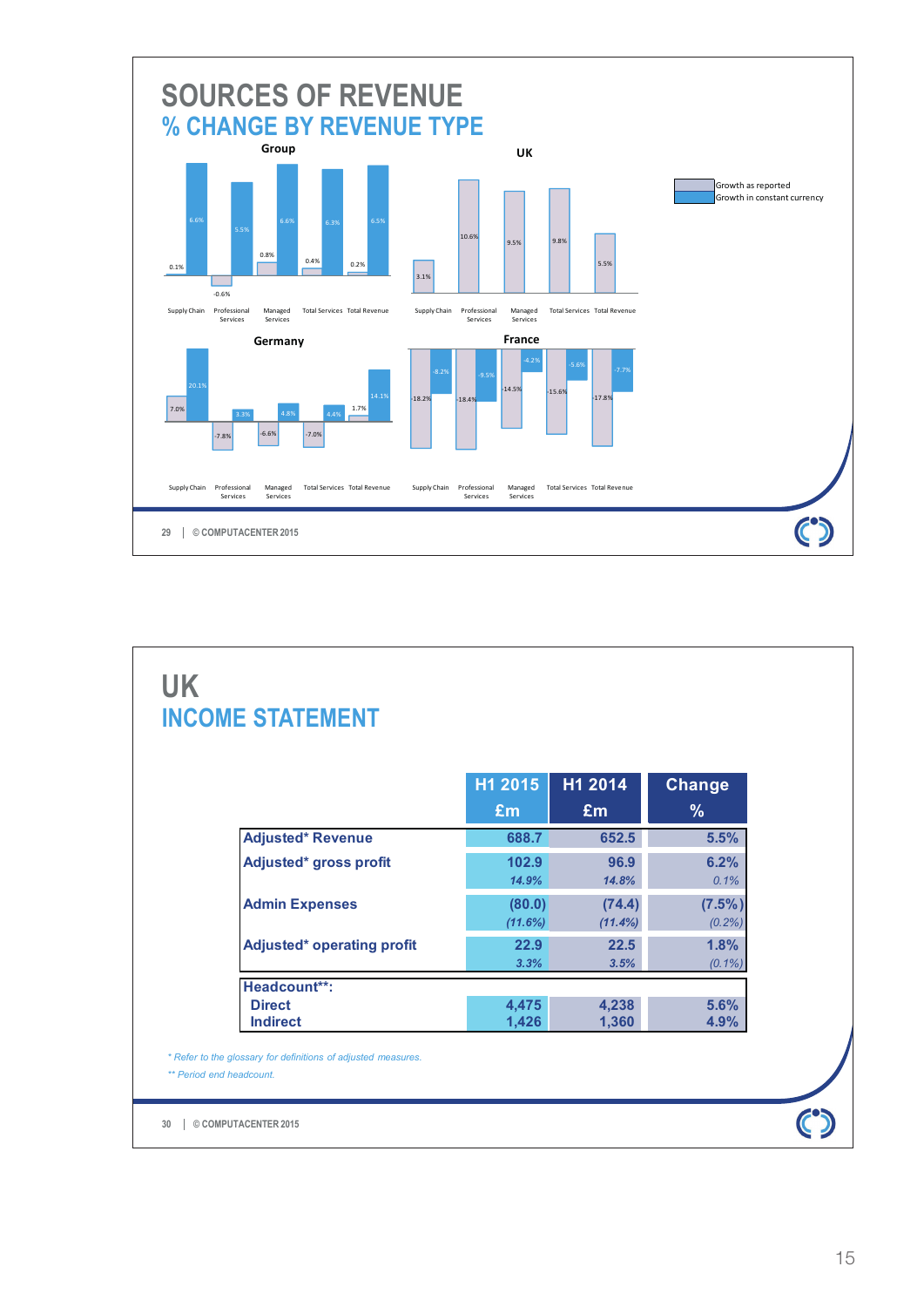# SOURCES OF REVENUE
## % CHANGE BY REVENUE TYPE

Growth as reported / Growth in constant currency

**Group**

| | Supply Chain | Professional Services | Managed Services | Total Services | Total Revenue |
|---|---|---|---|---|---|
| Growth as reported | 0.1% | -0.6% | 0.8% | 0.4% | 0.2% |
| Growth in constant currency | 6.6% | 5.5% | 6.6% | 6.3% | 6.5% |

**UK**

| | Supply Chain | Professional Services | Managed Services | Total Services | Total Revenue |
|---|---|---|---|---|---|
| Growth as reported | 3.1% | 10.6% | 9.5% | 9.8% | 5.5% |

**Germany**

| | Supply Chain | Professional Services | Managed Services | Total Services | Total Revenue |
|---|---|---|---|---|---|
| Growth as reported | 7.0% | -7.8% | -6.6% | -7.0% | 1.7% |
| Growth in constant currency | 20.1% | 3.3% | 4.8% | 4.4% | 14.1% |

**France**

| | Supply Chain | Professional Services | Managed Services | Total Services | Total Revenue |
|---|---|---|---|---|---|
| Growth as reported | -18.2% | -18.4% | -14.5% | -15.6% | -17.8% |
| Growth in constant currency | -8.2% | -9.5% | -4.2% | -5.6% | -7.7% |

# UK
## INCOME STATEMENT

| | H1 2015 £m | H1 2014 £m | Change % |
|---|---|---|---|
| **Adjusted* Revenue** | 688.7 | 652.5 | 5.5% |
| **Adjusted* gross profit** | 102.9 | 96.9 | 6.2% |
| | *14.9%* | *14.8%* | *0.1%* |
| **Admin Expenses** | (80.0) | (74.4) | (7.5%) |
| | *(11.6%)* | *(11.4%)* | *(0.2%)* |
| **Adjusted* operating profit** | 22.9 | 22.5 | 1.8% |
| | *3.3%* | *3.5%* | *(0.1%)* |
| **Headcount**:** | | | |
| Direct | 4,475 | 4,238 | 5.6% |
| Indirect | 1,426 | 1,360 | 4.9% |

*\* Refer to the glossary for definitions of adjusted measures.*

*\*\* Period end headcount.*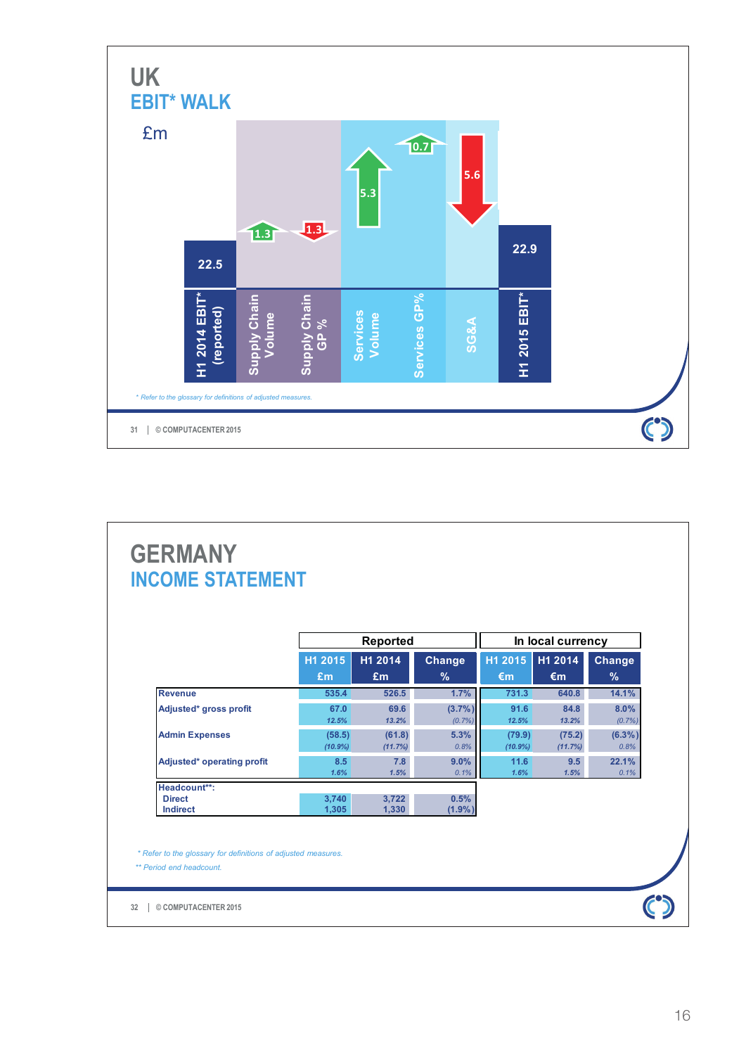# UK
## EBIT* WALK

£m

| | £m |
|---|---|
| H1 2014 EBIT* (reported) | 22.5 |
| Supply Chain Volume | 1.3 |
| Supply Chain GP % | (1.3) |
| Services Volume | 5.3 |
| Services GP% | 0.7 |
| SG&A | (5.6) |
| H1 2015 EBIT* | 22.9 |

*\* Refer to the glossary for definitions of adjusted measures.*

31 | © COMPUTACENTER 2015

# GERMANY
## INCOME STATEMENT

| | Reported | | | In local currency | | |
|---|---|---|---|---|---|---|
| | H1 2015 £m | H1 2014 £m | Change % | H1 2015 €m | H1 2014 €m | Change % |
| Revenue | 535.4 | 526.5 | 1.7% | 731.3 | 640.8 | 14.1% |
| Adjusted* gross profit | 67.0 | 69.6 | (3.7%) | 91.6 | 84.8 | 8.0% |
| | *12.5%* | *13.2%* | *(0.7%)* | *12.5%* | *13.2%* | *(0.7%)* |
| Admin Expenses | (58.5) | (61.8) | 5.3% | (79.9) | (75.2) | (6.3%) |
| | *(10.9%)* | *(11.7%)* | *0.8%* | *(10.9%)* | *(11.7%)* | *0.8%* |
| Adjusted* operating profit | 8.5 | 7.8 | 9.0% | 11.6 | 9.5 | 22.1% |
| | *1.6%* | *1.5%* | *0.1%* | *1.6%* | *1.5%* | *0.1%* |
| Headcount**: | | | | | | |
| Direct | 3,740 | 3,722 | 0.5% | | | |
| Indirect | 1,305 | 1,330 | (1.9%) | | | |

*\* Refer to the glossary for definitions of adjusted measures.*

*\*\* Period end headcount.*

32 | © COMPUTACENTER 2015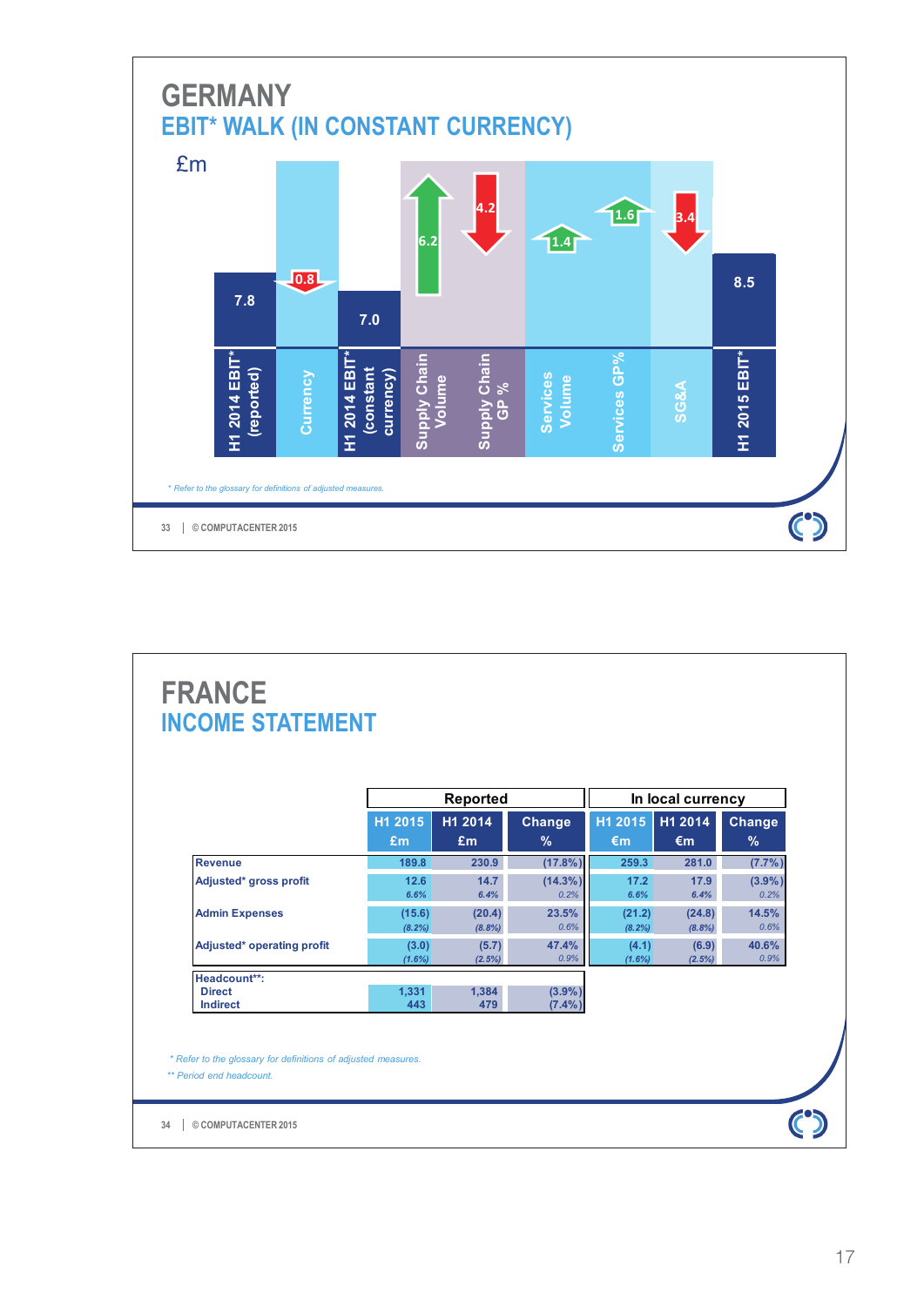# GERMANY

## EBIT* WALK (IN CONSTANT CURRENCY)

£m

| Item | Value |
|---|---|
| H1 2014 EBIT* (reported) | 7.8 |
| Currency | (0.8) |
| H1 2014 EBIT* (constant currency) | 7.0 |
| Supply Chain Volume | 6.2 |
| Supply Chain GP % | (4.2) |
| Services Volume | 1.4 |
| Services GP% | 1.6 |
| SG&A | (3.4) |
| H1 2015 EBIT* | 8.5 |

*\* Refer to the glossary for definitions of adjusted measures.*

33 | © COMPUTACENTER 2015

# FRANCE

## INCOME STATEMENT

| | Reported | | | In local currency | | |
|---|---|---|---|---|---|---|
| | H1 2015 £m | H1 2014 £m | Change % | H1 2015 €m | H1 2014 €m | Change % |
| Revenue | 189.8 | 230.9 | (17.8%) | 259.3 | 281.0 | (7.7%) |
| Adjusted* gross profit | 12.6 | 14.7 | (14.3%) | 17.2 | 17.9 | (3.9%) |
| | *6.6%* | *6.4%* | *0.2%* | *6.6%* | *6.4%* | *0.2%* |
| Admin Expenses | (15.6) | (20.4) | 23.5% | (21.2) | (24.8) | 14.5% |
| | *(8.2%)* | *(8.8%)* | *0.6%* | *(8.2%)* | *(8.8%)* | *0.6%* |
| Adjusted* operating profit | (3.0) | (5.7) | 47.4% | (4.1) | (6.9) | 40.6% |
| | *(1.6%)* | *(2.5%)* | *0.9%* | *(1.6%)* | *(2.5%)* | *0.9%* |
| Headcount**: | | | | | | |
| Direct | 1,331 | 1,384 | (3.9%) | | | |
| Indirect | 443 | 479 | (7.4%) | | | |

*\* Refer to the glossary for definitions of adjusted measures.*

*\*\* Period end headcount.*

34 | © COMPUTACENTER 2015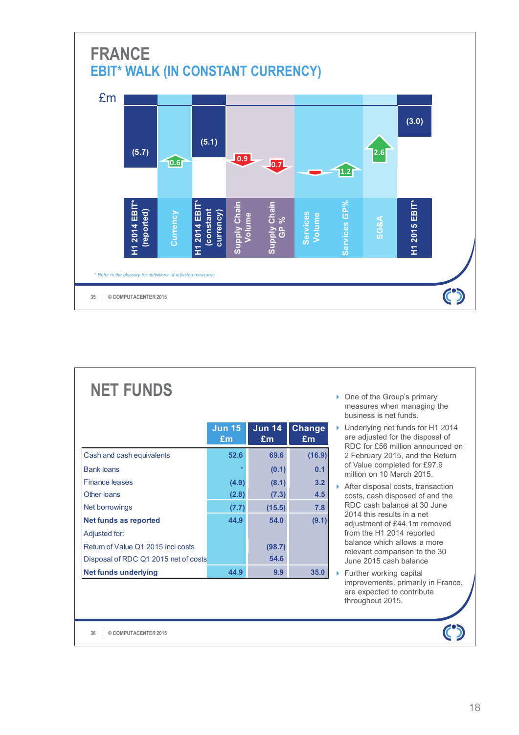# FRANCE

## EBIT* WALK (IN CONSTANT CURRENCY)

£m

| H1 2014 EBIT* (reported) | Currency | H1 2014 EBIT* (constant currency) | Supply Chain Volume | Supply Chain GP % | Services Volume | Services GP% | SG&A | H1 2015 EBIT* |
|---|---|---|---|---|---|---|---|---|
| (5.7) | 0.6 | (5.1) | 0.9 | 0.7 | | 1.2 | 2.6 | (3.0) |

*\* Refer to the glossary for definitions of adjusted measures.*

© COMPUTACENTER 2015

# NET FUNDS

| | Jun 15 £m | Jun 14 £m | Change £m |
|---|---|---|---|
| Cash and cash equivalents | 52.6 | 69.6 | (16.9) |
| Bank loans | - | (0.1) | 0.1 |
| Finance leases | (4.9) | (8.1) | 3.2 |
| Other loans | (2.8) | (7.3) | 4.5 |
| Net borrowings | (7.7) | (15.5) | 7.8 |
| **Net funds as reported** | 44.9 | 54.0 | (9.1) |
| Adjusted for: | | | |
| Return of Value Q1 2015 incl costs | | (98.7) | |
| Disposal of RDC Q1 2015 net of costs | | 54.6 | |
| **Net funds underlying** | 44.9 | 9.9 | 35.0 |

- One of the Group's primary measures when managing the business is net funds.
- Underlying net funds for H1 2014 are adjusted for the disposal of RDC for £56 million announced on 2 February 2015, and the Return of Value completed for £97.9 million on 10 March 2015.
- After disposal costs, transaction costs, cash disposed of and the RDC cash balance at 30 June 2014 this results in a net adjustment of £44.1m removed from the H1 2014 reported balance which allows a more relevant comparison to the 30 June 2015 cash balance
- Further working capital improvements, primarily in France, are expected to contribute throughout 2015.

© COMPUTACENTER 2015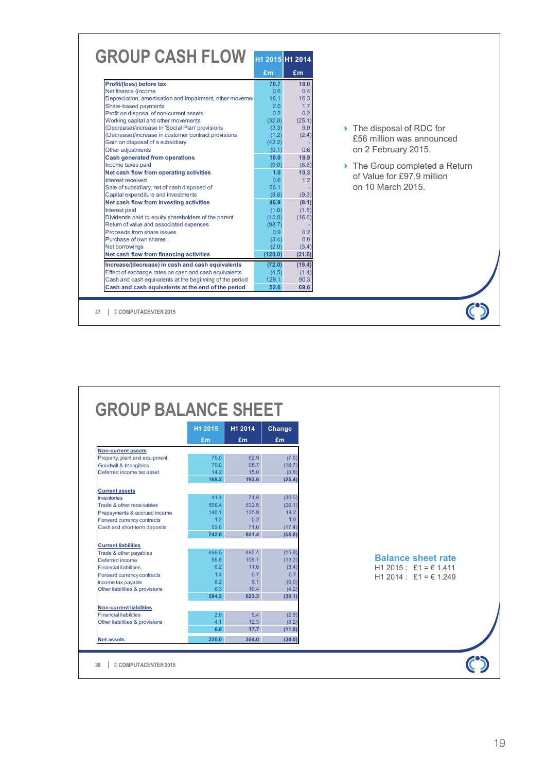# GROUP CASH FLOW

| | H1 2015 £m | H1 2014 £m |
|---|---|---|
| **Profit/(loss) before tax** | **70.7** | **18.0** |
| Net finance (income | 0.6 | 0.4 |
| Depreciation, amortisation and impairment, other movemer | 16.1 | 16.3 |
| Share-based payments | 2.0 | 1.7 |
| Profit on disposal of non-current assets | 0.2 | 0.2 |
| Working capital and other movements | (32.8) | (25.1) |
| (Decrease)/increase in 'Social Plan' provisions | (3.3) | 9.0 |
| (Decrease)/increase in customer contract provisions | (1.2) | (2.4) |
| Gain on disposal of a subsidiary | (42.2) | - |
| Other adjustments | (0.1) | 0.6 |
| **Cash generated from operations** | **10.0** | **18.9** |
| Income taxes paid | (9.0) | (8.6) |
| **Net cash flow from operating activities** | **1.0** | **10.3** |
| Interest received | 0.6 | 1.2 |
| Sale of subsidiary, net of cash disposed of | 56.1 | - |
| Capital expenditure and investments | (9.8) | (9.3) |
| **Net cash flow from investing activities** | **46.9** | **(8.1)** |
| Interest paid | (1.0) | (1.8) |
| Dividends paid to equity shareholders of the parent | (15.8) | (16.6) |
| Return of value and associated expenses | (98.7) | - |
| Proceeds from share issues | 0.9 | 0.2 |
| Purchase of own shares | (3.4) | 0.0 |
| Net borrowings | (2.0) | (3.4) |
| **Net cash flow from financing activities** | **(120.0)** | **(21.6)** |
| **Increase/(decrease) in cash and cash equivalents** | **(72.0)** | **(19.4)** |
| Effect of exchange rates on cash and cash equivalents | (4.5) | (1.4) |
| Cash and cash equivalents at the beginning of the period | 129.1 | 90.3 |
| **Cash and cash equivalents at the end of the period** | **52.6** | **69.6** |

- The disposal of RDC for £56 million was announced on 2 February 2015.
- The Group completed a Return of Value for £97.9 million on 10 March 2015.

# GROUP BALANCE SHEET

| | H1 2015 £m | H1 2014 £m | Change £m |
|---|---|---|---|
| **Non-current assets** | | | |
| Property, plant and equipment | 75.0 | 82.9 | (7.9) |
| Goodwill & Intangibles | 79.0 | 95.7 | (16.7) |
| Deferred income tax asset | 14.2 | 15.0 | (0.8) |
| | **168.2** | **193.6** | **(25.4)** |
| **Current assets** | | | |
| Inventories | 41.4 | 71.8 | (30.5) |
| Trade & other receivables | 506.4 | 532.5 | (26.1) |
| Prepayments & accrued income | 140.1 | 125.9 | 14.2 |
| Forward currency contracts | 1.2 | 0.2 | 1.0 |
| Cash and short-term deposits | 53.6 | 71.0 | (17.4) |
| | **742.6** | **801.4** | **(58.8)** |
| **Current liabilities** | | | |
| Trade & other payables | 466.5 | 482.4 | (15.9) |
| Deferred income | 95.8 | 109.1 | (13.3) |
| Financial liabilities | 6.2 | 11.6 | (5.4) |
| Forward currency contracts | 1.4 | 0.7 | 0.7 |
| Income tax payable | 8.2 | 9.1 | (0.9) |
| Other liabilities & provisions | 6.3 | 10.4 | (4.2) |
| | **584.2** | **623.3** | **(39.1)** |
| **Non-current liabilities** | | | |
| Financial liabilities | 2.6 | 5.4 | (2.8) |
| Other liabilities & provisions | 4.1 | 12.3 | (8.2) |
| | **6.6** | **17.7** | **(11.0)** |
| **Net assets** | **320.0** | **354.0** | **(34.0)** |

**Balance sheet rate**

H1 2015 : £1 = € 1.411

H1 2014 : £1 = € 1.249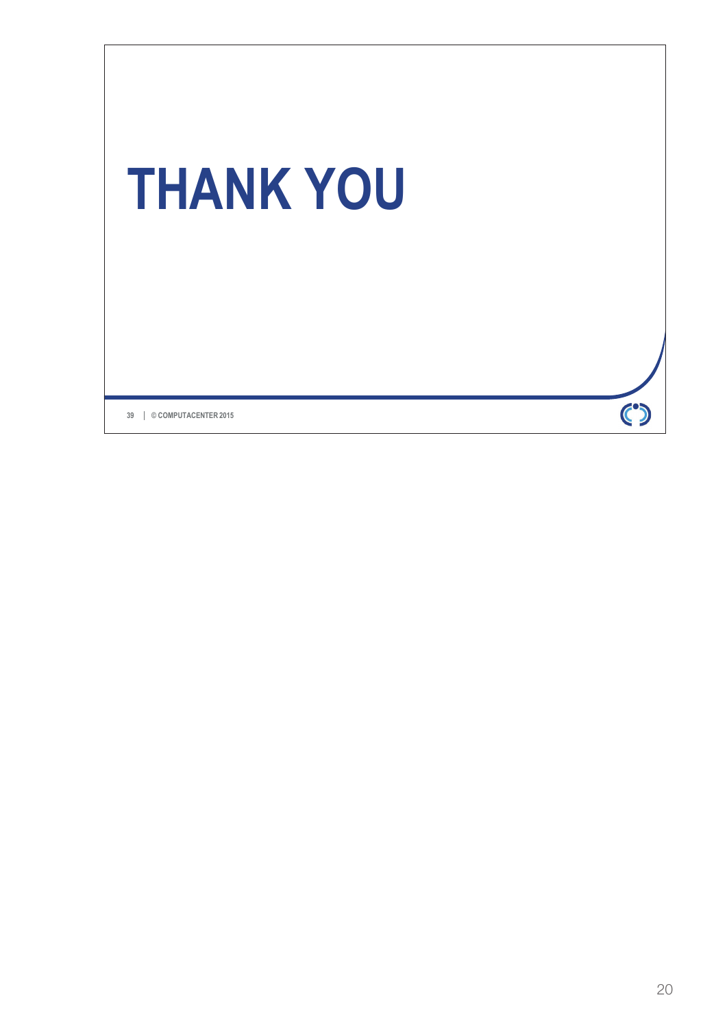# THANK YOU

39 | © COMPUTACENTER 2015